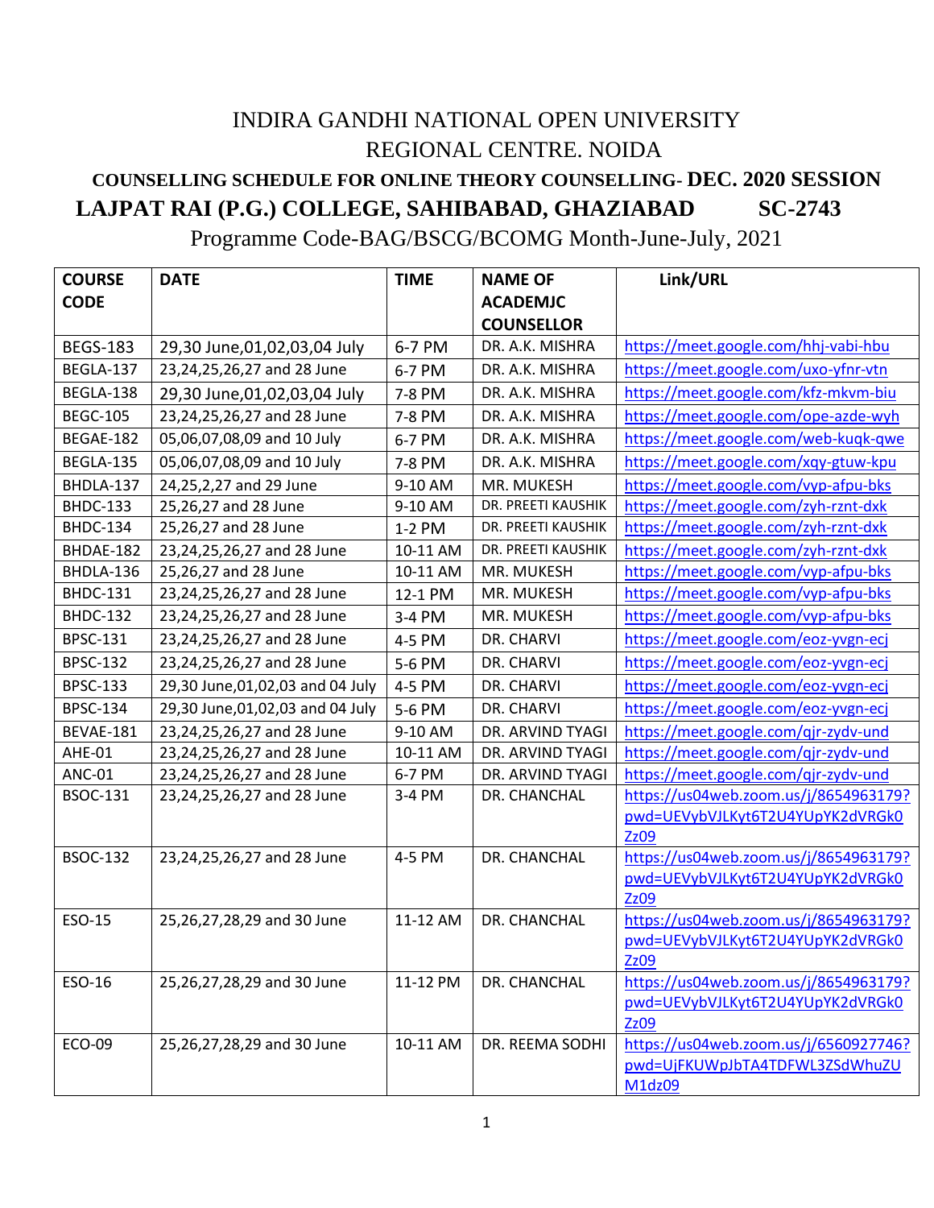# INDIRA GANDHI NATIONAL OPEN UNIVERSITY

## REGIONAL CENTRE. NOIDA

### COUNSELLING SCHEDULE FOR ONLINE THEORY COUNSELLING- DEC. 2020 SESSION

### LAJPAT RAI (P.G.) COLLEGE, SAHIBABAD, GHAZIABAD SC-2743

Programme Code-BAG/BSCG/BCOMG Month-June-July, 2021

| COURSE CODE | DATE | TIME | NAME OF ACADEMJC COUNSELLOR | Link/URL |
|---|---|---|---|---|
| BEGS-183 | 29,30 June,01,02,03,04 July | 6-7 PM | DR. A.K. MISHRA | https://meet.google.com/hhj-vabi-hbu |
| BEGLA-137 | 23,24,25,26,27 and 28 June | 6-7 PM | DR. A.K. MISHRA | https://meet.google.com/uxo-yfnr-vtn |
| BEGLA-138 | 29,30 June,01,02,03,04 July | 7-8 PM | DR. A.K. MISHRA | https://meet.google.com/kfz-mkvm-biu |
| BEGC-105 | 23,24,25,26,27 and 28 June | 7-8 PM | DR. A.K. MISHRA | https://meet.google.com/ope-azde-wyh |
| BEGAE-182 | 05,06,07,08,09 and 10 July | 6-7 PM | DR. A.K. MISHRA | https://meet.google.com/web-kuqk-qwe |
| BEGLA-135 | 05,06,07,08,09 and 10 July | 7-8 PM | DR. A.K. MISHRA | https://meet.google.com/xqy-gtuw-kpu |
| BHDLA-137 | 24,25,2,27 and 29 June | 9-10 AM | MR. MUKESH | https://meet.google.com/vyp-afpu-bks |
| BHDC-133 | 25,26,27 and 28 June | 9-10 AM | DR. PREETI KAUSHIK | https://meet.google.com/zyh-rznt-dxk |
| BHDC-134 | 25,26,27 and 28 June | 1-2 PM | DR. PREETI KAUSHIK | https://meet.google.com/zyh-rznt-dxk |
| BHDAE-182 | 23,24,25,26,27 and 28 June | 10-11 AM | DR. PREETI KAUSHIK | https://meet.google.com/zyh-rznt-dxk |
| BHDLA-136 | 25,26,27 and 28 June | 10-11 AM | MR. MUKESH | https://meet.google.com/vyp-afpu-bks |
| BHDC-131 | 23,24,25,26,27 and 28 June | 12-1 PM | MR. MUKESH | https://meet.google.com/vyp-afpu-bks |
| BHDC-132 | 23,24,25,26,27 and 28 June | 3-4 PM | MR. MUKESH | https://meet.google.com/vyp-afpu-bks |
| BPSC-131 | 23,24,25,26,27 and 28 June | 4-5 PM | DR. CHARVI | https://meet.google.com/eoz-yvgn-ecj |
| BPSC-132 | 23,24,25,26,27 and 28 June | 5-6 PM | DR. CHARVI | https://meet.google.com/eoz-yvgn-ecj |
| BPSC-133 | 29,30 June,01,02,03 and 04 July | 4-5 PM | DR. CHARVI | https://meet.google.com/eoz-yvgn-ecj |
| BPSC-134 | 29,30 June,01,02,03 and 04 July | 5-6 PM | DR. CHARVI | https://meet.google.com/eoz-yvgn-ecj |
| BEVAE-181 | 23,24,25,26,27 and 28 June | 9-10 AM | DR. ARVIND TYAGI | https://meet.google.com/qjr-zydv-und |
| AHE-01 | 23,24,25,26,27 and 28 June | 10-11 AM | DR. ARVIND TYAGI | https://meet.google.com/qjr-zydv-und |
| ANC-01 | 23,24,25,26,27 and 28 June | 6-7 PM | DR. ARVIND TYAGI | https://meet.google.com/qjr-zydv-und |
| BSOC-131 | 23,24,25,26,27 and 28 June | 3-4 PM | DR. CHANCHAL | https://us04web.zoom.us/j/8654963179?pwd=UEVybVJLKyt6T2U4YUpYK2dVRGk0Zz09 |
| BSOC-132 | 23,24,25,26,27 and 28 June | 4-5 PM | DR. CHANCHAL | https://us04web.zoom.us/j/8654963179?pwd=UEVybVJLKyt6T2U4YUpYK2dVRGk0Zz09 |
| ESO-15 | 25,26,27,28,29 and 30 June | 11-12 AM | DR. CHANCHAL | https://us04web.zoom.us/j/8654963179?pwd=UEVybVJLKyt6T2U4YUpYK2dVRGk0Zz09 |
| ESO-16 | 25,26,27,28,29 and 30 June | 11-12 PM | DR. CHANCHAL | https://us04web.zoom.us/j/8654963179?pwd=UEVybVJLKyt6T2U4YUpYK2dVRGk0Zz09 |
| ECO-09 | 25,26,27,28,29 and 30 June | 10-11 AM | DR. REEMA SODHI | https://us04web.zoom.us/j/6560927746?pwd=UjFKUWpJbTA4TDFWL3ZSdWhuZUM1dz09 |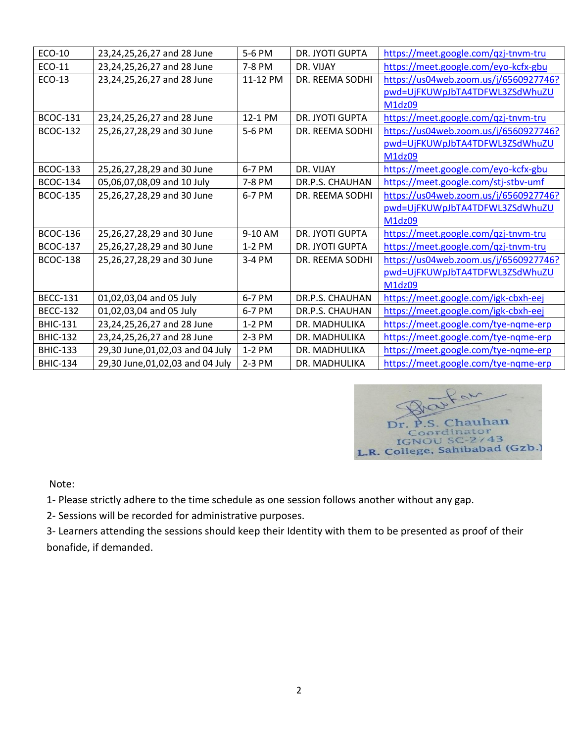| | | | | |
|---|---|---|---|---|
| ECO-10 | 23,24,25,26,27 and 28 June | 5-6 PM | DR. JYOTI GUPTA | https://meet.google.com/qzj-tnvm-tru |
| ECO-11 | 23,24,25,26,27 and 28 June | 7-8 PM | DR. VIJAY | https://meet.google.com/eyo-kcfx-gbu |
| ECO-13 | 23,24,25,26,27 and 28 June | 11-12 PM | DR. REEMA SODHI | https://us04web.zoom.us/j/6560927746?pwd=UjFKUWpJbTA4TDFWL3ZSdWhuZUM1dz09 |
| BCOC-131 | 23,24,25,26,27 and 28 June | 12-1 PM | DR. JYOTI GUPTA | https://meet.google.com/qzj-tnvm-tru |
| BCOC-132 | 25,26,27,28,29 and 30 June | 5-6 PM | DR. REEMA SODHI | https://us04web.zoom.us/j/6560927746?pwd=UjFKUWpJbTA4TDFWL3ZSdWhuZUM1dz09 |
| BCOC-133 | 25,26,27,28,29 and 30 June | 6-7 PM | DR. VIJAY | https://meet.google.com/eyo-kcfx-gbu |
| BCOC-134 | 05,06,07,08,09 and 10 July | 7-8 PM | DR.P.S. CHAUHAN | https://meet.google.com/stj-stbv-umf |
| BCOC-135 | 25,26,27,28,29 and 30 June | 6-7 PM | DR. REEMA SODHI | https://us04web.zoom.us/j/6560927746?pwd=UjFKUWpJbTA4TDFWL3ZSdWhuZUM1dz09 |
| BCOC-136 | 25,26,27,28,29 and 30 June | 9-10 AM | DR. JYOTI GUPTA | https://meet.google.com/qzj-tnvm-tru |
| BCOC-137 | 25,26,27,28,29 and 30 June | 1-2 PM | DR. JYOTI GUPTA | https://meet.google.com/qzj-tnvm-tru |
| BCOC-138 | 25,26,27,28,29 and 30 June | 3-4 PM | DR. REEMA SODHI | https://us04web.zoom.us/j/6560927746?pwd=UjFKUWpJbTA4TDFWL3ZSdWhuZUM1dz09 |
| BECC-131 | 01,02,03,04 and 05 July | 6-7 PM | DR.P.S. CHAUHAN | https://meet.google.com/igk-cbxh-eej |
| BECC-132 | 01,02,03,04 and 05 July | 6-7 PM | DR.P.S. CHAUHAN | https://meet.google.com/igk-cbxh-eej |
| BHIC-131 | 23,24,25,26,27 and 28 June | 1-2 PM | DR. MADHULIKA | https://meet.google.com/tye-nqme-erp |
| BHIC-132 | 23,24,25,26,27 and 28 June | 2-3 PM | DR. MADHULIKA | https://meet.google.com/tye-nqme-erp |
| BHIC-133 | 29,30 June,01,02,03 and 04 July | 1-2 PM | DR. MADHULIKA | https://meet.google.com/tye-nqme-erp |
| BHIC-134 | 29,30 June,01,02,03 and 04 July | 2-3 PM | DR. MADHULIKA | https://meet.google.com/tye-nqme-erp |

Dr. P.S. Chauhan
Coordinator
IGNOU SC-2743
L.R. College, Sahibabad (Gzb.)

Note:

1- Please strictly adhere to the time schedule as one session follows another without any gap.

2- Sessions will be recorded for administrative purposes.

3- Learners attending the sessions should keep their Identity with them to be presented as proof of their bonafide, if demanded.